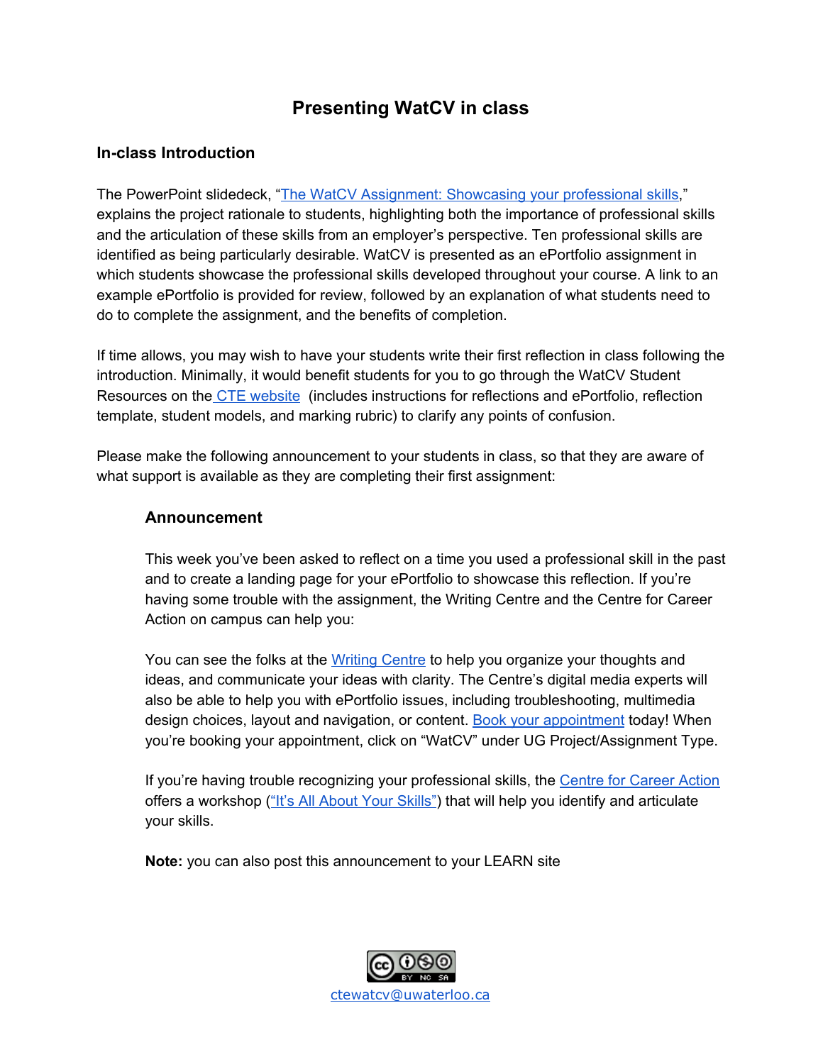# Presenting WatCV in class

## In-class Introduction

The PowerPoint slidedeck, "The WatCV Assignment: Showcasing your professional skills," explains the project rationale to students, highlighting both the importance of professional skills and the articulation of these skills from an employer's perspective. Ten professional skills are identified as being particularly desirable. WatCV is presented as an ePortfolio assignment in which students showcase the professional skills developed throughout your course. A link to an example ePortfolio is provided for review, followed by an explanation of what students need to do to complete the assignment, and the benefits of completion.

If time allows, you may wish to have your students write their first reflection in class following the introduction. Minimally, it would benefit students for you to go through the WatCV Student Resources on the CTE website (includes instructions for reflections and ePortfolio, reflection template, student models, and marking rubric) to clarify any points of confusion.

Please make the following announcement to your students in class, so that they are aware of what support is available as they are completing their first assignment:

### Announcement

This week you've been asked to reflect on a time you used a professional skill in the past and to create a landing page for your ePortfolio to showcase this reflection. If you're having some trouble with the assignment, the Writing Centre and the Centre for Career Action on campus can help you:

You can see the folks at the Writing Centre to help you organize your thoughts and ideas, and communicate your ideas with clarity. The Centre's digital media experts will also be able to help you with ePortfolio issues, including troubleshooting, multimedia design choices, layout and navigation, or content. Book your appointment today! When you're booking your appointment, click on "WatCV" under UG Project/Assignment Type.

If you're having trouble recognizing your professional skills, the Centre for Career Action offers a workshop ("It's All About Your Skills") that will help you identify and articulate your skills.

**Note:** you can also post this announcement to your LEARN site

ctewatcv@uwaterloo.ca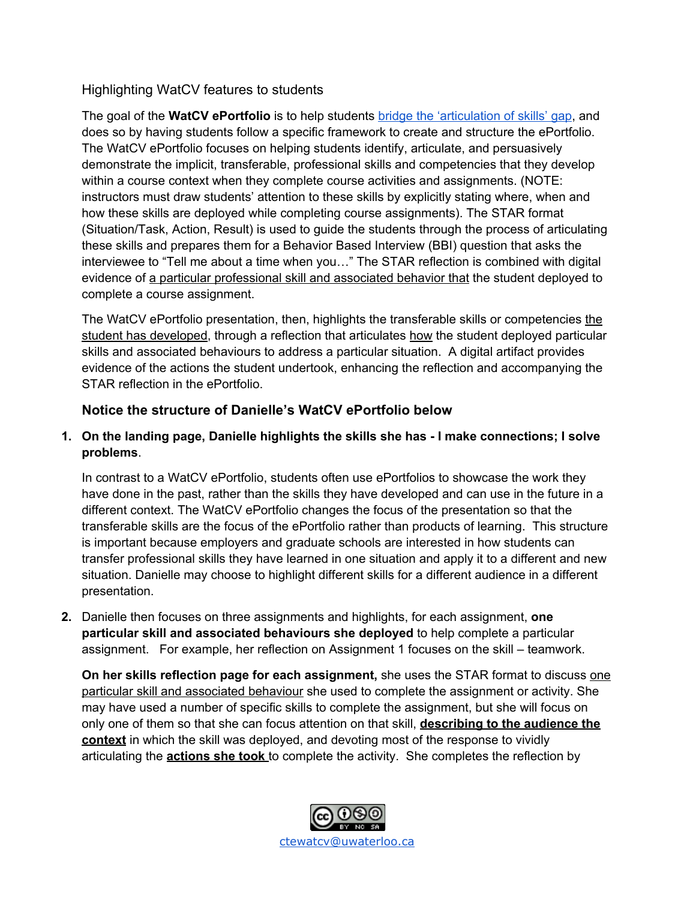Highlighting WatCV features to students

The goal of the **WatCV ePortfolio** is to help students [bridge the 'articulation of skills' gap](), and does so by having students follow a specific framework to create and structure the ePortfolio. The WatCV ePortfolio focuses on helping students identify, articulate, and persuasively demonstrate the implicit, transferable, professional skills and competencies that they develop within a course context when they complete course activities and assignments. (NOTE: instructors must draw students' attention to these skills by explicitly stating where, when and how these skills are deployed while completing course assignments). The STAR format (Situation/Task, Action, Result) is used to guide the students through the process of articulating these skills and prepares them for a Behavior Based Interview (BBI) question that asks the interviewee to "Tell me about a time when you…" The STAR reflection is combined with digital evidence of a particular professional skill and associated behavior that the student deployed to complete a course assignment.

The WatCV ePortfolio presentation, then, highlights the transferable skills or competencies the student has developed, through a reflection that articulates how the student deployed particular skills and associated behaviours to address a particular situation. A digital artifact provides evidence of the actions the student undertook, enhancing the reflection and accompanying the STAR reflection in the ePortfolio.

### Notice the structure of Danielle's WatCV ePortfolio below

1. **On the landing page, Danielle highlights the skills she has - I make connections; I solve problems**.

   In contrast to a WatCV ePortfolio, students often use ePortfolios to showcase the work they have done in the past, rather than the skills they have developed and can use in the future in a different context. The WatCV ePortfolio changes the focus of the presentation so that the transferable skills are the focus of the ePortfolio rather than products of learning. This structure is important because employers and graduate schools are interested in how students can transfer professional skills they have learned in one situation and apply it to a different and new situation. Danielle may choose to highlight different skills for a different audience in a different presentation.

2. Danielle then focuses on three assignments and highlights, for each assignment, **one particular skill and associated behaviours she deployed** to help complete a particular assignment. For example, her reflection on Assignment 1 focuses on the skill – teamwork.

   **On her skills reflection page for each assignment,** she uses the STAR format to discuss one particular skill and associated behaviour she used to complete the assignment or activity. She may have used a number of specific skills to complete the assignment, but she will focus on only one of them so that she can focus attention on that skill, **describing to the audience the context** in which the skill was deployed, and devoting most of the response to vividly articulating the **actions she took** to complete the activity. She completes the reflection by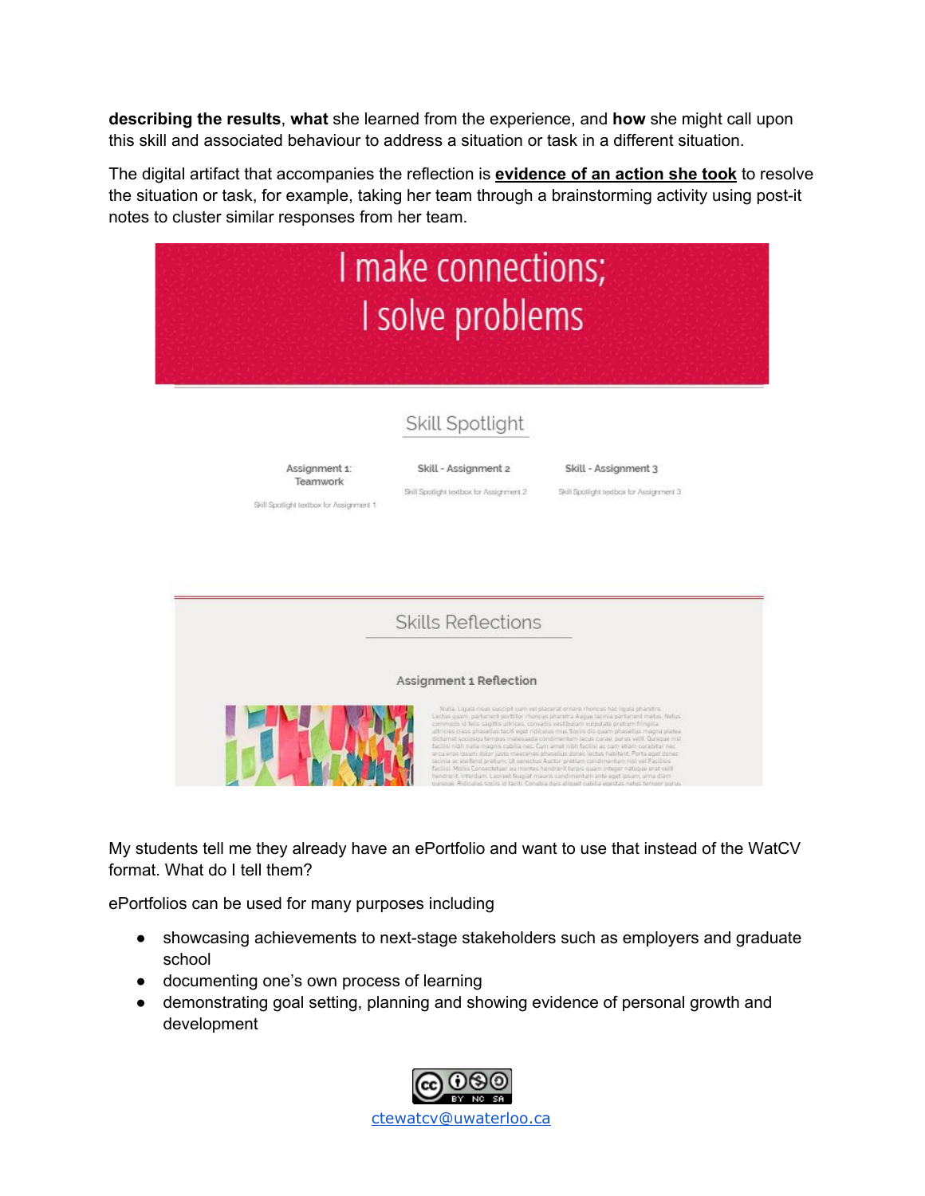**describing the results**, **what** she learned from the experience, and **how** she might call upon this skill and associated behaviour to address a situation or task in a different situation.

The digital artifact that accompanies the reflection is **evidence of an action she took** to resolve the situation or task, for example, taking her team through a brainstorming activity using post-it notes to cluster similar responses from her team.

My students tell me they already have an ePortfolio and want to use that instead of the WatCV format. What do I tell them?

ePortfolios can be used for many purposes including

- showcasing achievements to next-stage stakeholders such as employers and graduate school
- documenting one's own process of learning
- demonstrating goal setting, planning and showing evidence of personal growth and development

ctewatcv@uwaterloo.ca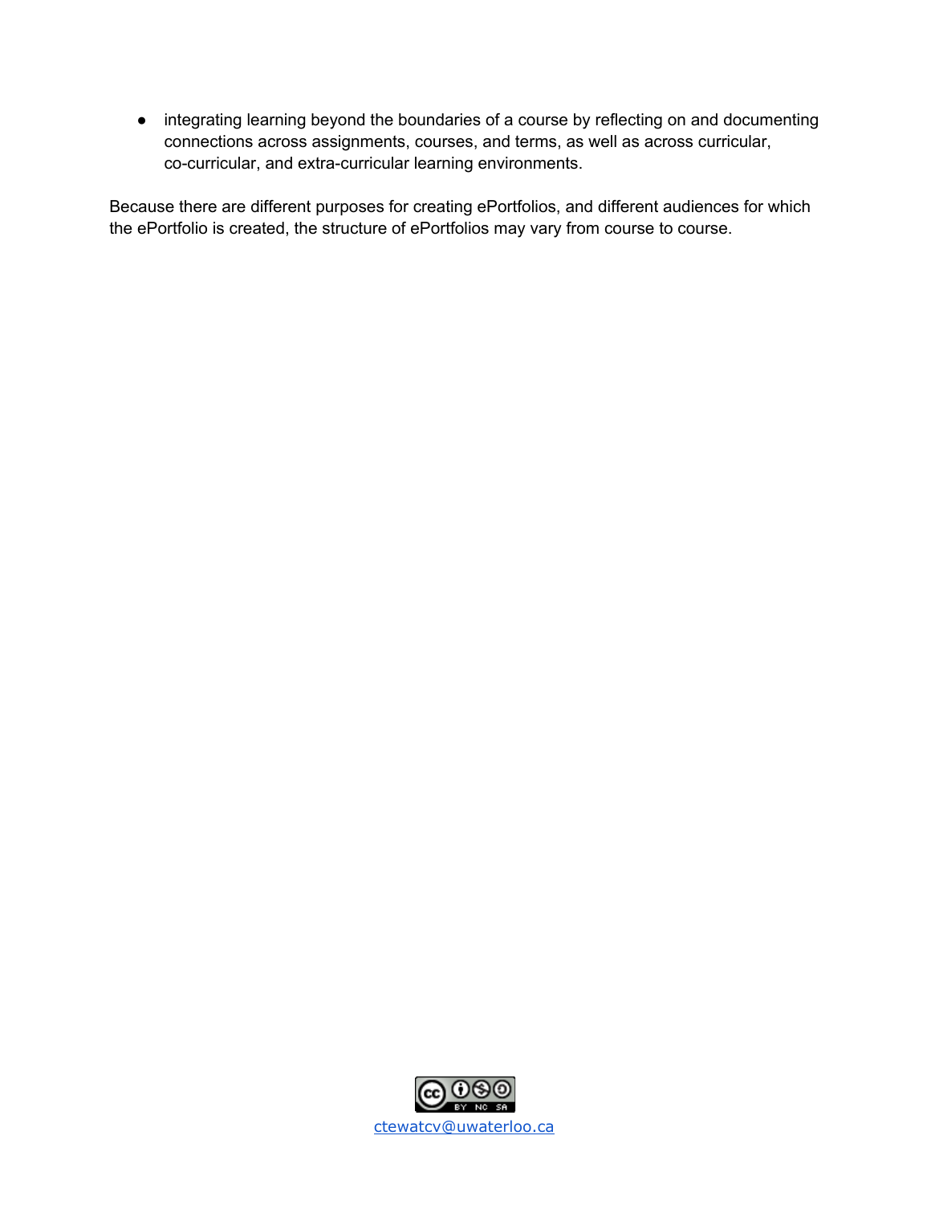- integrating learning beyond the boundaries of a course by reflecting on and documenting connections across assignments, courses, and terms, as well as across curricular, co-curricular, and extra-curricular learning environments.

Because there are different purposes for creating ePortfolios, and different audiences for which the ePortfolio is created, the structure of ePortfolios may vary from course to course.

ctewatcv@uwaterloo.ca